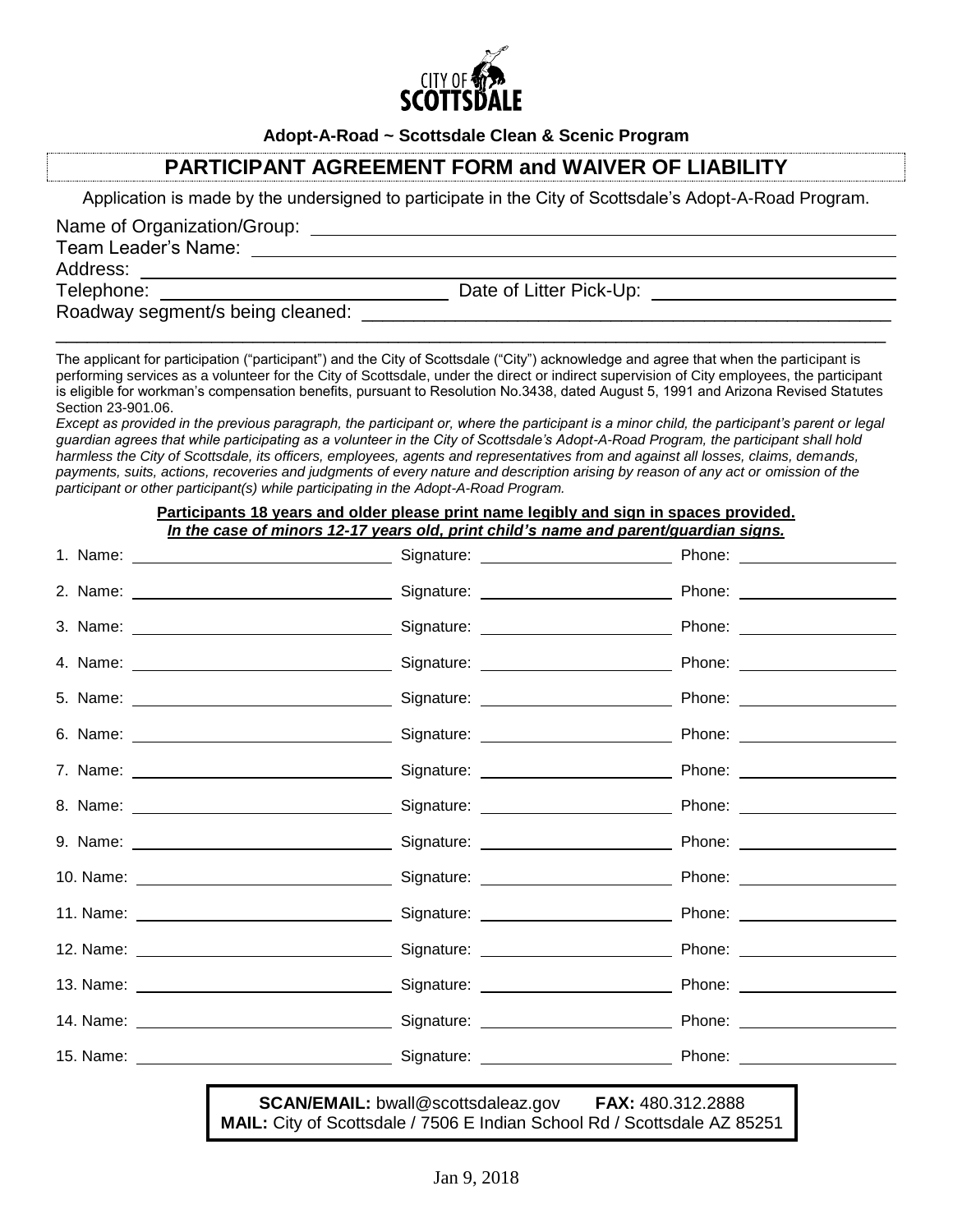CITY OF SCOTTSDALE

**Adopt-A-Road ~ Scottsdale Clean & Scenic Program**

## PARTICIPANT AGREEMENT FORM and WAIVER OF LIABILITY

Application is made by the undersigned to participate in the City of Scottsdale's Adopt-A-Road Program.

Name of Organization/Group: ______________________________

Team Leader's Name: ______________________________

Address: ______________________________

Telephone: ______________________________ Date of Litter Pick-Up: ______________________________

Roadway segment/s being cleaned: ______________________________

______________________________________________________________

The applicant for participation ("participant") and the City of Scottsdale ("City") acknowledge and agree that when the participant is performing services as a volunteer for the City of Scottsdale, under the direct or indirect supervision of City employees, the participant is eligible for workman's compensation benefits, pursuant to Resolution No.3438, dated August 5, 1991 and Arizona Revised Statutes Section 23-901.06.

*Except as provided in the previous paragraph, the participant or, where the participant is a minor child, the participant's parent or legal guardian agrees that while participating as a volunteer in the City of Scottsdale's Adopt-A-Road Program, the participant shall hold harmless the City of Scottsdale, its officers, employees, agents and representatives from and against all losses, claims, demands, payments, suits, actions, recoveries and judgments of every nature and description arising by reason of any act or omission of the participant or other participant(s) while participating in the Adopt-A-Road Program.*

**Participants 18 years and older please print name legibly and sign in spaces provided.**
***In the case of minors 12-17 years old, print child's name and parent/guardian signs.***

| | Name | Signature | Phone |
|---|---|---|---|
| 1. | | | |
| 2. | | | |
| 3. | | | |
| 4. | | | |
| 5. | | | |
| 6. | | | |
| 7. | | | |
| 8. | | | |
| 9. | | | |
| 10. | | | |
| 11. | | | |
| 12. | | | |
| 13. | | | |
| 14. | | | |
| 15. | | | |

**SCAN/EMAIL:** bwall@scottsdaleaz.gov **FAX:** 480.312.2888
**MAIL:** City of Scottsdale / 7506 E Indian School Rd / Scottsdale AZ 85251

Jan 9, 2018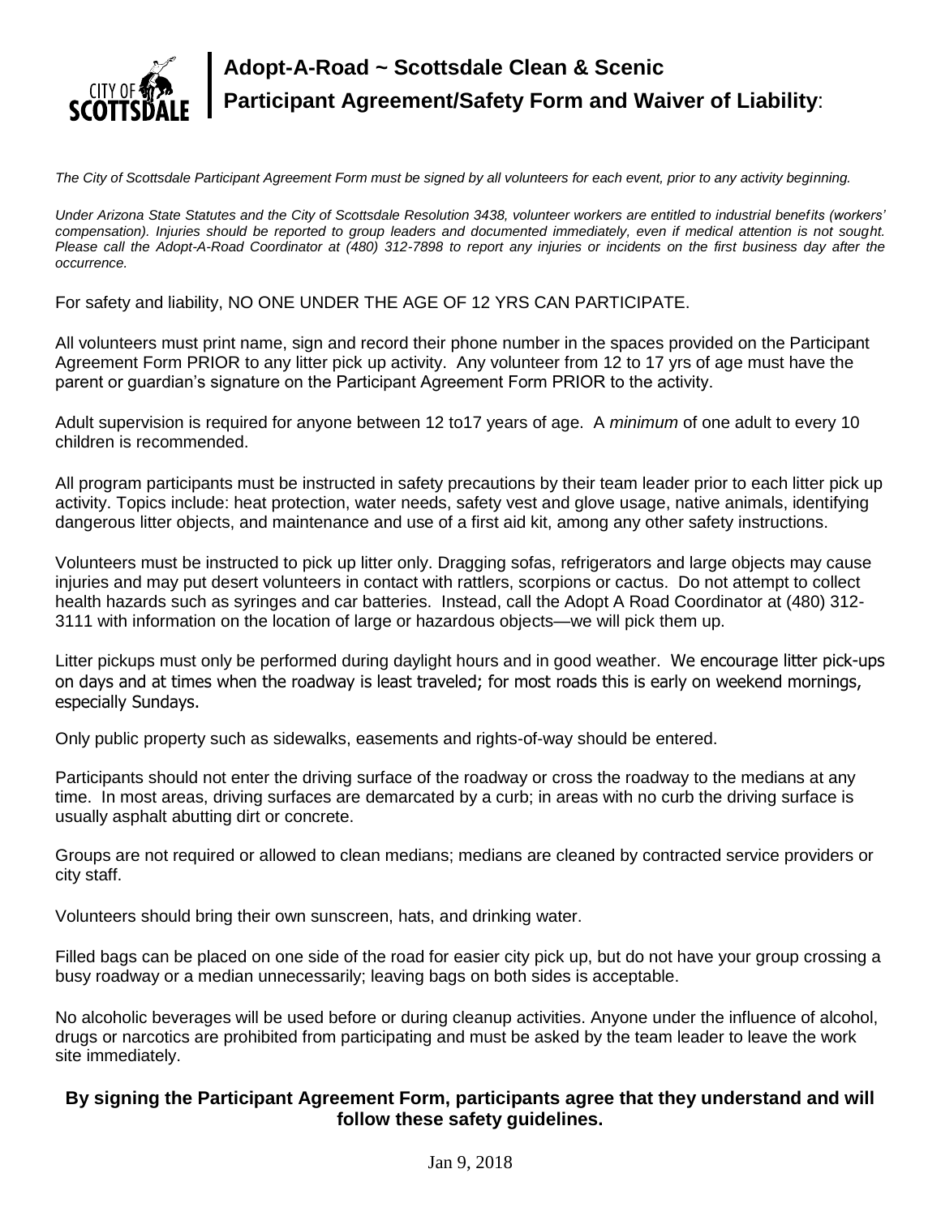# Adopt-A-Road ~ Scottsdale Clean & Scenic
## Participant Agreement/Safety Form and Waiver of Liability:

*The City of Scottsdale Participant Agreement Form must be signed by all volunteers for each event, prior to any activity beginning.*

*Under Arizona State Statutes and the City of Scottsdale Resolution 3438, volunteer workers are entitled to industrial benefits (workers' compensation). Injuries should be reported to group leaders and documented immediately, even if medical attention is not sought. Please call the Adopt-A-Road Coordinator at (480) 312-7898 to report any injuries or incidents on the first business day after the occurrence.*

For safety and liability, NO ONE UNDER THE AGE OF 12 YRS CAN PARTICIPATE.

All volunteers must print name, sign and record their phone number in the spaces provided on the Participant Agreement Form PRIOR to any litter pick up activity. Any volunteer from 12 to 17 yrs of age must have the parent or guardian's signature on the Participant Agreement Form PRIOR to the activity.

Adult supervision is required for anyone between 12 to17 years of age. A *minimum* of one adult to every 10 children is recommended.

All program participants must be instructed in safety precautions by their team leader prior to each litter pick up activity. Topics include: heat protection, water needs, safety vest and glove usage, native animals, identifying dangerous litter objects, and maintenance and use of a first aid kit, among any other safety instructions.

Volunteers must be instructed to pick up litter only. Dragging sofas, refrigerators and large objects may cause injuries and may put desert volunteers in contact with rattlers, scorpions or cactus. Do not attempt to collect health hazards such as syringes and car batteries. Instead, call the Adopt A Road Coordinator at (480) 312-3111 with information on the location of large or hazardous objects—we will pick them up.

Litter pickups must only be performed during daylight hours and in good weather. We encourage litter pick-ups on days and at times when the roadway is least traveled; for most roads this is early on weekend mornings, especially Sundays.

Only public property such as sidewalks, easements and rights-of-way should be entered.

Participants should not enter the driving surface of the roadway or cross the roadway to the medians at any time. In most areas, driving surfaces are demarcated by a curb; in areas with no curb the driving surface is usually asphalt abutting dirt or concrete.

Groups are not required or allowed to clean medians; medians are cleaned by contracted service providers or city staff.

Volunteers should bring their own sunscreen, hats, and drinking water.

Filled bags can be placed on one side of the road for easier city pick up, but do not have your group crossing a busy roadway or a median unnecessarily; leaving bags on both sides is acceptable.

No alcoholic beverages will be used before or during cleanup activities. Anyone under the influence of alcohol, drugs or narcotics are prohibited from participating and must be asked by the team leader to leave the work site immediately.

**By signing the Participant Agreement Form, participants agree that they understand and will follow these safety guidelines.**

Jan 9, 2018